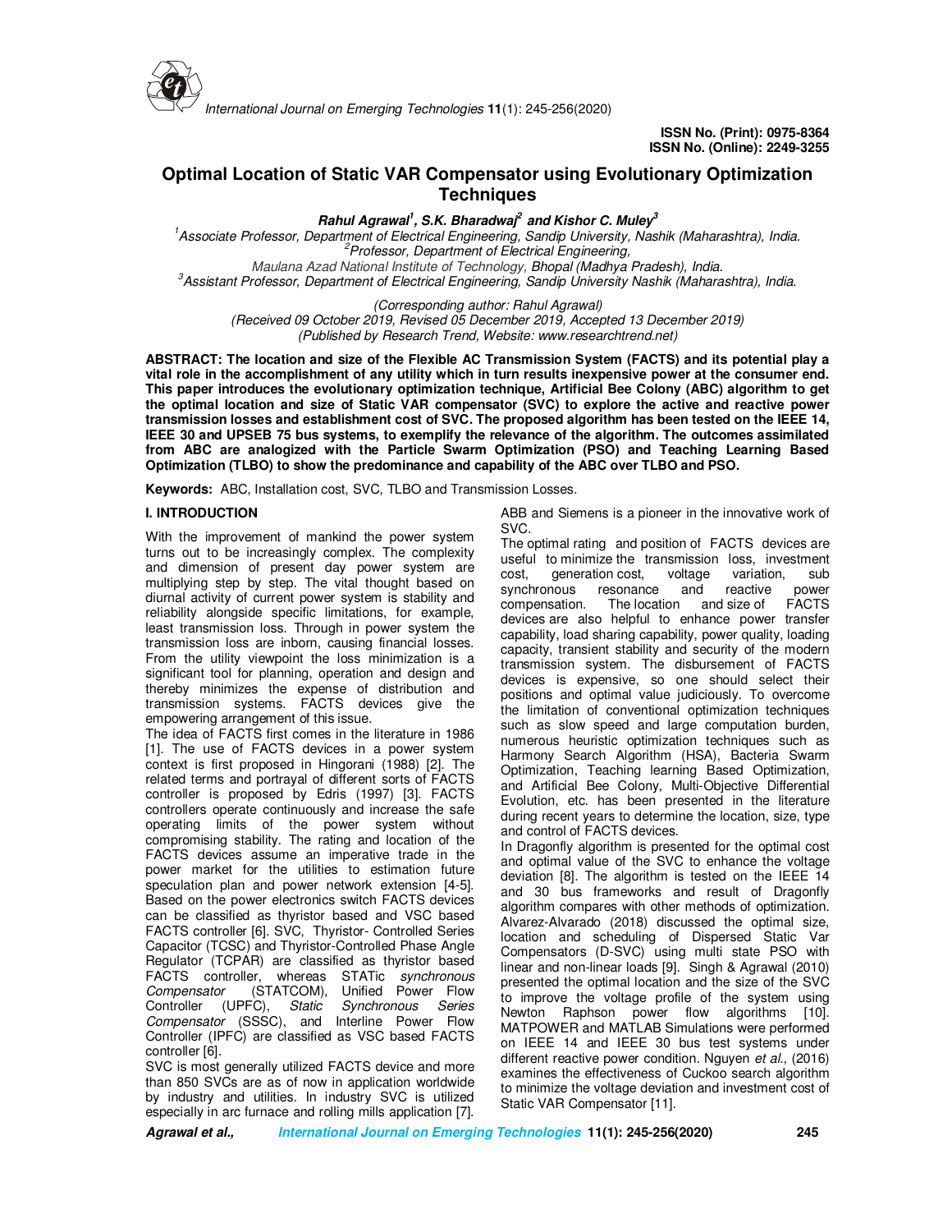ISSN No. (Print): 0975-8364
ISSN No. (Online): 2249-3255

# Optimal Location of Static VAR Compensator using Evolutionary Optimization Techniques

***Rahul Agrawal*[1], *S.K. Bharadwaj*[2] *and Kishor C. Muley*[3]**

[1]*Associate Professor, Department of Electrical Engineering, Sandip University, Nashik (Maharashtra), India.*
[2]*Professor, Department of Electrical Engineering,*
*Maulana Azad National Institute of Technology, Bhopal (Madhya Pradesh), India.*
[3]*Assistant Professor, Department of Electrical Engineering, Sandip University Nashik (Maharashtra), India.*

*(Corresponding author: Rahul Agrawal)*
*(Received 09 October 2019, Revised 05 December 2019, Accepted 13 December 2019)*
*(Published by Research Trend, Website: www.researchtrend.net)*

**ABSTRACT: The location and size of the Flexible AC Transmission System (FACTS) and its potential play a vital role in the accomplishment of any utility which in turn results inexpensive power at the consumer end. This paper introduces the evolutionary optimization technique, Artificial Bee Colony (ABC) algorithm to get the optimal location and size of Static VAR compensator (SVC) to explore the active and reactive power transmission losses and establishment cost of SVC. The proposed algorithm has been tested on the IEEE 14, IEEE 30 and UPSEB 75 bus systems, to exemplify the relevance of the algorithm. The outcomes assimilated from ABC are analogized with the Particle Swarm Optimization (PSO) and Teaching Learning Based Optimization (TLBO) to show the predominance and capability of the ABC over TLBO and PSO.**

**Keywords:** ABC, Installation cost, SVC, TLBO and Transmission Losses.

## I. INTRODUCTION

With the improvement of mankind the power system turns out to be increasingly complex. The complexity and dimension of present day power system are multiplying step by step. The vital thought based on diurnal activity of current power system is stability and reliability alongside specific limitations, for example, least transmission loss. Through in power system the transmission loss are inborn, causing financial losses. From the utility viewpoint the loss minimization is a significant tool for planning, operation and design and thereby minimizes the expense of distribution and transmission systems. FACTS devices give the empowering arrangement of this issue.

The idea of FACTS first comes in the literature in 1986 [1]. The use of FACTS devices in a power system context is first proposed in Hingorani (1988) [2]. The related terms and portrayal of different sorts of FACTS controller is proposed by Edris (1997) [3]. FACTS controllers operate continuously and increase the safe operating limits of the power system without compromising stability. The rating and location of the FACTS devices assume an imperative trade in the power market for the utilities to estimation future speculation plan and power network extension [4-5]. Based on the power electronics switch FACTS devices can be classified as thyristor based and VSC based FACTS controller [6]. SVC, Thyristor- Controlled Series Capacitor (TCSC) and Thyristor-Controlled Phase Angle Regulator (TCPAR) are classified as thyristor based FACTS controller, whereas STATic *synchronous Compensator* (STATCOM), Unified Power Flow Controller (UPFC), *Static Synchronous Series Compensator* (SSSC), and Interline Power Flow Controller (IPFC) are classified as VSC based FACTS controller [6].

SVC is most generally utilized FACTS device and more than 850 SVCs are as of now in application worldwide by industry and utilities. In industry SVC is utilized especially in arc furnace and rolling mills application [7]. ABB and Siemens is a pioneer in the innovative work of SVC.

The optimal rating and position of FACTS devices are useful to minimize the transmission loss, investment cost, generation cost, voltage variation, sub synchronous resonance and reactive power compensation. The location and size of FACTS devices are also helpful to enhance power transfer capability, load sharing capability, power quality, loading capacity, transient stability and security of the modern transmission system. The disbursement of FACTS devices is expensive, so one should select their positions and optimal value judiciously. To overcome the limitation of conventional optimization techniques such as slow speed and large computation burden, numerous heuristic optimization techniques such as Harmony Search Algorithm (HSA), Bacteria Swarm Optimization, Teaching learning Based Optimization, and Artificial Bee Colony, Multi-Objective Differential Evolution, etc. has been presented in the literature during recent years to determine the location, size, type and control of FACTS devices.

In Dragonfly algorithm is presented for the optimal cost and optimal value of the SVC to enhance the voltage deviation [8]. The algorithm is tested on the IEEE 14 and 30 bus frameworks and result of Dragonfly algorithm compares with other methods of optimization. Alvarez-Alvarado (2018) discussed the optimal size, location and scheduling of Dispersed Static Var Compensators (D-SVC) using multi state PSO with linear and non-linear loads [9]. Singh & Agrawal (2010) presented the optimal location and the size of the SVC to improve the voltage profile of the system using Newton Raphson power flow algorithms [10]. MATPOWER and MATLAB Simulations were performed on IEEE 14 and IEEE 30 bus test systems under different reactive power condition. Nguyen *et al.,* (2016) examines the effectiveness of Cuckoo search algorithm to minimize the voltage deviation and investment cost of Static VAR Compensator [11].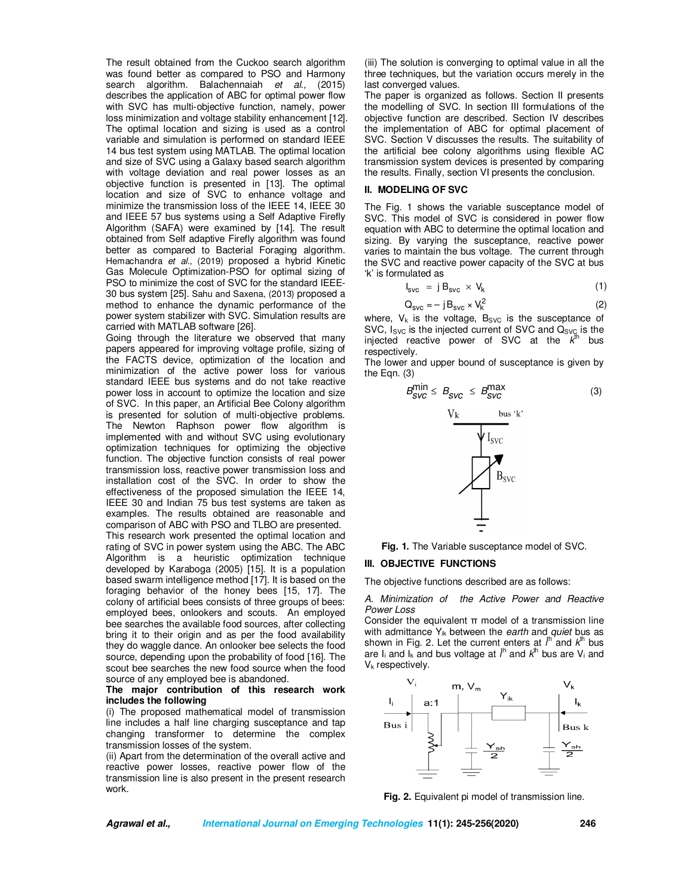The result obtained from the Cuckoo search algorithm was found better as compared to PSO and Harmony search algorithm. Balachennaiah *et al.,* (2015) describes the application of ABC for optimal power flow with SVC has multi-objective function, namely, power loss minimization and voltage stability enhancement [12]. The optimal location and sizing is used as a control variable and simulation is performed on standard IEEE 14 bus test system using MATLAB. The optimal location and size of SVC using a Galaxy based search algorithm with voltage deviation and real power losses as an objective function is presented in [13]. The optimal location and size of SVC to enhance voltage and minimize the transmission loss of the IEEE 14, IEEE 30 and IEEE 57 bus systems using a Self Adaptive Firefly Algorithm (SAFA) were examined by [14]. The result obtained from Self adaptive Firefly algorithm was found better as compared to Bacterial Foraging algorithm. Hemachandra *et al.,* (2019) proposed a hybrid Kinetic Gas Molecule Optimization-PSO for optimal sizing of PSO to minimize the cost of SVC for the standard IEEE-30 bus system [25]. Sahu and Saxena, (2013) proposed a method to enhance the dynamic performance of the power system stabilizer with SVC. Simulation results are carried with MATLAB software [26].

Going through the literature we observed that many papers appeared for improving voltage profile, sizing of the FACTS device, optimization of the location and minimization of the active power loss for various standard IEEE bus systems and do not take reactive power loss in account to optimize the location and size of SVC. In this paper, an Artificial Bee Colony algorithm is presented for solution of multi-objective problems. The Newton Raphson power flow algorithm is implemented with and without SVC using evolutionary optimization techniques for optimizing the objective function. The objective function consists of real power transmission loss, reactive power transmission loss and installation cost of the SVC. In order to show the effectiveness of the proposed simulation the IEEE 14, IEEE 30 and Indian 75 bus test systems are taken as examples. The results obtained are reasonable and comparison of ABC with PSO and TLBO are presented.

This research work presented the optimal location and rating of SVC in power system using the ABC. The ABC Algorithm is a heuristic optimization technique developed by Karaboga (2005) [15]. It is a population based swarm intelligence method [17]. It is based on the foraging behavior of the honey bees [15, 17]. The colony of artificial bees consists of three groups of bees: employed bees, onlookers and scouts. An employed bee searches the available food sources, after collecting bring it to their origin and as per the food availability they do waggle dance. An onlooker bee selects the food source, depending upon the probability of food [16]. The scout bee searches the new food source when the food source of any employed bee is abandoned.

**The major contribution of this research work includes the following**

(i) The proposed mathematical model of transmission line includes a half line charging susceptance and tap changing transformer to determine the complex transmission losses of the system.

(ii) Apart from the determination of the overall active and reactive power losses, reactive power flow of the transmission line is also present in the present research work.

(iii) The solution is converging to optimal value in all the three techniques, but the variation occurs merely in the last converged values.

The paper is organized as follows. Section II presents the modelling of SVC. In section III formulations of the objective function are described. Section IV describes the implementation of ABC for optimal placement of SVC. Section V discusses the results. The suitability of the artificial bee colony algorithms using flexible AC transmission system devices is presented by comparing the results. Finally, section VI presents the conclusion.

## II. MODELING OF SVC

The Fig. 1 shows the variable susceptance model of SVC. This model of SVC is considered in power flow equation with ABC to determine the optimal location and sizing. By varying the susceptance, reactive power varies to maintain the bus voltage. The current through the SVC and reactive power capacity of the SVC at bus 'k' is formulated as

$$I_{svc} = j\,B_{svc} \times V_k \tag{1}$$

$$Q_{svc} = -\,j\,B_{svc} \times V_k^2 \tag{2}$$

where, $V_k$ is the voltage, $B_{SVC}$ is the susceptance of SVC, $I_{SVC}$ is the injected current of SVC and $Q_{SVC}$ is the injected reactive power of SVC at the $k^{th}$ bus respectively.

The lower and upper bound of susceptance is given by the Eqn. (3)

$$B_{svc}^{min} \leq B_{svc} \leq B_{svc}^{max} \tag{3}$$

**Fig. 1.** The Variable susceptance model of SVC.

## III. OBJECTIVE FUNCTIONS

The objective functions described are as follows:

*A. Minimization of the Active Power and Reactive Power Loss*

Consider the equivalent π model of a transmission line with admittance $Y_{ik}$ between the *earth* and *quiet* bus as shown in Fig. 2. Let the current enters at $i^{th}$ and $k^{th}$ bus are $I_i$ and $I_k$ and bus voltage at $i^{th}$ and $k^{th}$ bus are $V_i$ and $V_k$ respectively.

**Fig. 2.** Equivalent pi model of transmission line.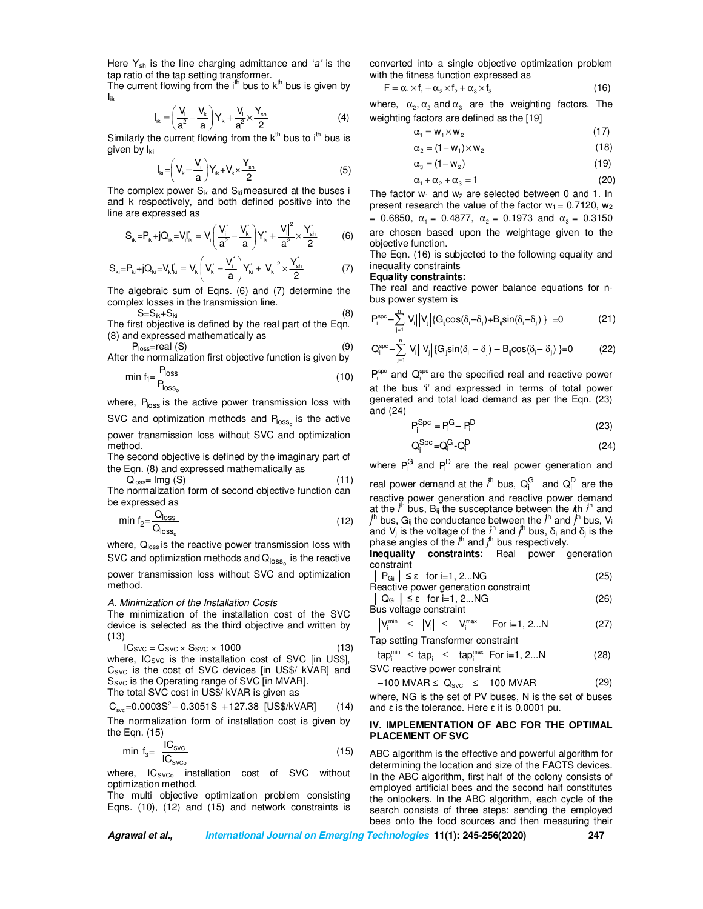Here $Y_{sh}$ is the line charging admittance and '*a*' is the tap ratio of the tap setting transformer.
The current flowing from the $i^{th}$ bus to $k^{th}$ bus is given by $I_{ik}$

$$I_{ik}=\left(\frac{V_i}{a^2}-\frac{V_k}{a}\right)Y_{ik}+\frac{V_i}{a^2}\times\frac{Y_{sh}}{2} \quad (4)$$

Similarly the current flowing from the $k^{th}$ bus to $i^{th}$ bus is given by $I_{ki}$

$$I_{ki}=\left(V_k-\frac{V_i}{a}\right)Y_{ik}+V_k\times\frac{Y_{sh}}{2} \quad (5)$$

The complex power $S_{ik}$ and $S_{ki}$ measured at the buses i and k respectively, and both defined positive into the line are expressed as

$$S_{ik}=P_{ik}+jQ_{ik}=V_iI_{ik}^*=V_i\left(\frac{V_i^*}{a^2}-\frac{V_k^*}{a}\right)Y_{ik}^*+\frac{|V_i|^2}{a^2}\times\frac{Y_{sh}^*}{2} \quad (6)$$

$$S_{ki}=P_{ki}+jQ_{ki}=V_kI_{ki}^*=V_k\left(V_k^*-\frac{V_i^*}{a}\right)Y_{ki}^*+|V_k|^2\times\frac{Y_{sh}^*}{2} \quad (7)$$

The algebraic sum of Eqns. (6) and (7) determine the complex losses in the transmission line.

$$S=S_{ik}+S_{ki} \quad (8)$$

The first objective is defined by the real part of the Eqn. (8) and expressed mathematically as

$$P_{loss}=\text{real}\ (S) \quad (9)$$

After the normalization first objective function is given by

$$\min f_1=\frac{P_{loss}}{P_{loss_o}} \quad (10)$$

where, $P_{loss}$ is the active power transmission loss with SVC and optimization methods and $P_{loss_o}$ is the active power transmission loss without SVC and optimization method.
The second objective is defined by the imaginary part of the Eqn. (8) and expressed mathematically as

$$Q_{loss}=\text{Img}\ (S) \quad (11)$$

The normalization form of second objective function can be expressed as

$$\min f_2=\frac{Q_{loss}}{Q_{loss_o}} \quad (12)$$

where, $Q_{loss}$ is the reactive power transmission loss with SVC and optimization methods and $Q_{loss_o}$ is the reactive power transmission loss without SVC and optimization method.

*A. Minimization of the Installation Costs*

The minimization of the installation cost of the SVC device is selected as the third objective and written by (13)

$$IC_{SVC}=C_{SVC}\times S_{SVC}\times 1000 \quad (13)$$

where, $IC_{SVC}$ is the installation cost of SVC [in US$], $C_{SVC}$ is the cost of SVC devices [in US$/ kVAR] and $S_{SVC}$ is the Operating range of SVC [in MVAR].
The total SVC cost in US$/ kVAR is given as

$$C_{svc}=0.0003S^2-0.3051S+127.38\ \text{[US\$/kVAR]} \quad (14)$$

The normalization form of installation cost is given by the Eqn. (15)

$$\min f_3=\frac{IC_{SVC}}{IC_{SVCo}} \quad (15)$$

where, $IC_{SVCo}$ installation cost of SVC without optimization method.
The multi objective optimization problem consisting Eqns. (10), (12) and (15) and network constraints is converted into a single objective optimization problem with the fitness function expressed as

$$F=\alpha_1\times f_1+\alpha_2\times f_2+\alpha_3\times f_3 \quad (16)$$

where, $\alpha_2, \alpha_2$ and $\alpha_3$ are the weighting factors. The weighting factors are defined as the [19]

$$\alpha_1=w_1\times w_2 \quad (17)$$

$$\alpha_2=(1-w_1)\times w_2 \quad (18)$$

$$\alpha_3=(1-w_2) \quad (19)$$

$$\alpha_1+\alpha_2+\alpha_3=1 \quad (20)$$

The factor $w_1$ and $w_2$ are selected between 0 and 1. In present research the value of the factor $w_1$ = 0.7120, $w_2$ = 0.6850, $\alpha_1$ = 0.4877, $\alpha_2$ = 0.1973 and $\alpha_3$ = 0.3150 are chosen based upon the weightage given to the objective function.
The Eqn. (16) is subjected to the following equality and inequality constraints

**Equality constraints:**
The real and reactive power balance equations for n-bus power system is

$$P_i^{spc}-\sum_{j=1}^{n}|V_i||V_j|\{G_{ij}\cos(\delta_i-\delta_j)+B_{ij}\sin(\delta_i-\delta_j)\}=0 \quad (21)$$

$$Q_i^{spc}-\sum_{j=1}^{n}|V_i||V_j|\{G_{ij}\sin(\delta_i-\delta_j)-B_{ij}\cos(\delta_i-\delta_j)\}=0 \quad (22)$$

$P_i^{spc}$ and $Q_i^{spc}$ are the specified real and reactive power at the bus 'i' and expressed in terms of total power generated and total load demand as per the Eqn. (23) and (24)

$$P_i^{Spc}=P_i^G-P_i^D \quad (23)$$

$$Q_i^{Spc}=Q_i^G-Q_i^D \quad (24)$$

where $P_i^G$ and $P_i^D$ are the real power generation and real power demand at the $i^{th}$ bus, $Q_i^G$ and $Q_i^D$ are the reactive power generation and reactive power demand at the $i^{th}$ bus, $B_{ij}$ the susceptance between the *i*th $i^{th}$ and $j^{th}$ bus, $G_{ij}$ the conductance between the $i^{th}$ and $j^{th}$ bus, $V_i$ and $V_j$ is the voltage of the $i^{th}$ and $j^{th}$ bus, $\delta_i$ and $\delta_j$ is the phase angles of the $i^{th}$ and $j^{th}$ bus respectively.

**Inequality constraints:** Real power generation constraint

$$|P_{Gi}|\leq\varepsilon\quad \text{for } i=1, 2...NG \quad (25)$$

Reactive power generation constraint

$$|Q_{Gi}|\leq\varepsilon\quad \text{for } i=1, 2...NG \quad (26)$$

Bus voltage constraint

$$|V_i^{min}|\leq|V_i|\leq|V_i^{max}|\quad \text{For } i=1, 2...N \quad (27)$$

Tap setting Transformer constraint

$$tap_i^{min}\leq tap_i\leq tap_i^{max}\quad \text{For } i=1, 2...N \quad (28)$$

SVC reactive power constraint

$$-100\ \text{MVAR}\leq Q_{SVC}\leq 100\ \text{MVAR} \quad (29)$$

where, NG is the set of PV buses, N is the set of buses and ε is the tolerance. Here ε it is 0.0001 pu.

## IV. IMPLEMENTATION OF ABC FOR THE OPTIMAL PLACEMENT OF SVC

ABC algorithm is the effective and powerful algorithm for determining the location and size of the FACTS devices. In the ABC algorithm, first half of the colony consists of employed artificial bees and the second half constitutes the onlookers. In the ABC algorithm, each cycle of the search consists of three steps: sending the employed bees onto the food sources and then measuring their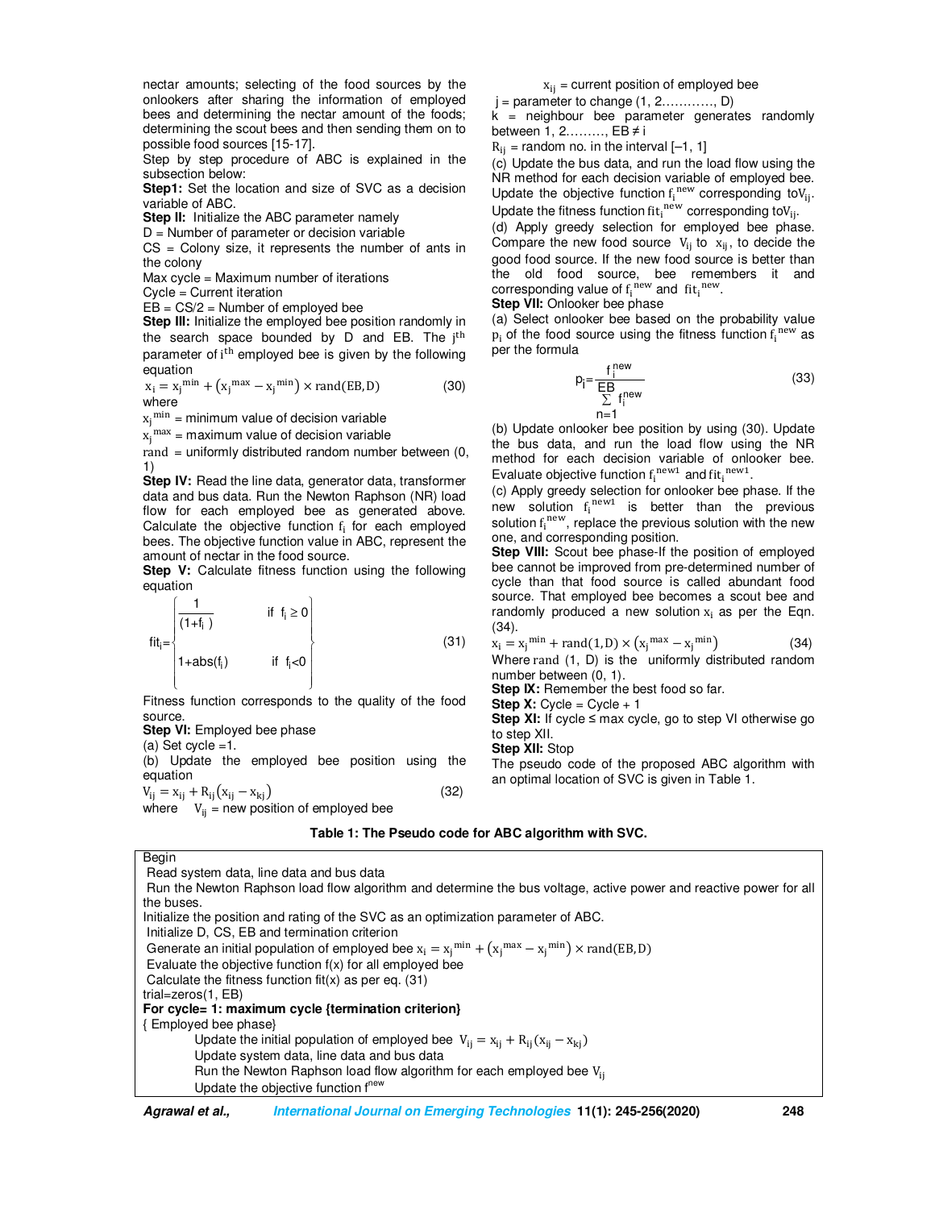nectar amounts; selecting of the food sources by the onlookers after sharing the information of employed bees and determining the nectar amount of the foods; determining the scout bees and then sending them on to possible food sources [15-17].

Step by step procedure of ABC is explained in the subsection below:

**Step1:** Set the location and size of SVC as a decision variable of ABC.

**Step II:** Initialize the ABC parameter namely

D = Number of parameter or decision variable

CS = Colony size, it represents the number of ants in the colony

Max cycle = Maximum number of iterations

Cycle = Current iteration

EB = CS/2 = Number of employed bee

**Step III:** Initialize the employed bee position randomly in the search space bounded by D and EB. The $j^{th}$ parameter of $i^{th}$ employed bee is given by the following equation

$$x_i = x_j^{min} + \left(x_j^{max} - x_j^{min}\right) \times \text{rand}(\text{EB}, \text{D}) \tag{30}$$

where

$x_j^{min}$ = minimum value of decision variable

$x_j^{max}$ = maximum value of decision variable

rand = uniformly distributed random number between (0, 1)

**Step IV:** Read the line data, generator data, transformer data and bus data. Run the Newton Raphson (NR) load flow for each employed bee as generated above. Calculate the objective function $f_i$ for each employed bees. The objective function value in ABC, represent the amount of nectar in the food source.

**Step V:** Calculate fitness function using the following equation

$$\text{fit}_i = \begin{cases} \dfrac{1}{(1+f_i)} & \text{if } f_i \geq 0 \\ 1+\text{abs}(f_i) & \text{if } f_i < 0 \end{cases} \tag{31}$$

Fitness function corresponds to the quality of the food source.

**Step VI:** Employed bee phase

(a) Set cycle =1.

(b) Update the employed bee position using the equation

$$V_{ij} = x_{ij} + R_{ij}\left(x_{ij} - x_{kj}\right) \tag{32}$$

where $V_{ij}$ = new position of employed bee

$x_{ij}$ = current position of employed bee

j = parameter to change (1, 2…………, D)

k = neighbour bee parameter generates randomly between 1, 2………, EB ≠ i

$R_{ij}$ = random no. in the interval [–1, 1]

(c) Update the bus data, and run the load flow using the NR method for each decision variable of employed bee. Update the objective function $f_i^{new}$ corresponding to $V_{ij}$. Update the fitness function $\text{fit}_i^{new}$ corresponding to $V_{ij}$.

(d) Apply greedy selection for employed bee phase. Compare the new food source $V_{ij}$ to $x_{ij}$, to decide the good food source. If the new food source is better than the old food source, bee remembers it and corresponding value of $f_i^{new}$ and $\text{fit}_i^{new}$.

**Step VII:** Onlooker bee phase

(a) Select onlooker bee based on the probability value $p_i$ of the food source using the fitness function $f_i^{new}$ as per the formula

$$p_i = \frac{f_i^{new}}{\sum_{n=1}^{EB} f_i^{new}} \tag{33}$$

(b) Update onlooker bee position by using (30). Update the bus data, and run the load flow using the NR method for each decision variable of onlooker bee. Evaluate objective function $f_i^{new1}$ and $\text{fit}_i^{new1}$.

(c) Apply greedy selection for onlooker bee phase. If the new solution $f_i^{new1}$ is better than the previous solution $f_i^{new}$, replace the previous solution with the new one, and corresponding position.

**Step VIII:** Scout bee phase-If the position of employed bee cannot be improved from pre-determined number of cycle than that food source is called abundant food source. That employed bee becomes a scout bee and randomly produced a new solution $x_i$ as per the Eqn. (34).

$$x_i = x_j^{min} + \text{rand}(1, \text{D}) \times \left(x_j^{max} - x_j^{min}\right) \tag{34}$$

Where rand (1, D) is the uniformly distributed random number between (0, 1).

**Step IX:** Remember the best food so far.

**Step X:** Cycle = Cycle + 1

**Step XI:** If cycle ≤ max cycle, go to step VI otherwise go to step XII.

**Step XII:** Stop

The pseudo code of the proposed ABC algorithm with an optimal location of SVC is given in Table 1.

**Table 1: The Pseudo code for ABC algorithm with SVC.**

| |
|---|
| Begin |
| Read system data, line data and bus data |
| Run the Newton Raphson load flow algorithm and determine the bus voltage, active power and reactive power for all the buses. |
| Initialize the position and rating of the SVC as an optimization parameter of ABC. |
| Initialize D, CS, EB and termination criterion |
| Generate an initial population of employed bee $x_i = x_j^{min} + \left(x_j^{max} - x_j^{min}\right) \times \text{rand}(\text{EB}, \text{D})$ |
| Evaluate the objective function f(x) for all employed bee |
| Calculate the fitness function fit(x) as per eq. (31) |
| trial=zeros(1, EB) |
| **For cycle= 1: maximum cycle {termination criterion}** |
| { Employed bee phase} |
| Update the initial population of employed bee $V_{ij} = x_{ij} + R_{ij}(x_{ij} - x_{kj})$ |
| Update system data, line data and bus data |
| Run the Newton Raphson load flow algorithm for each employed bee $V_{ij}$ |
| Update the objective function $f^{new}$ |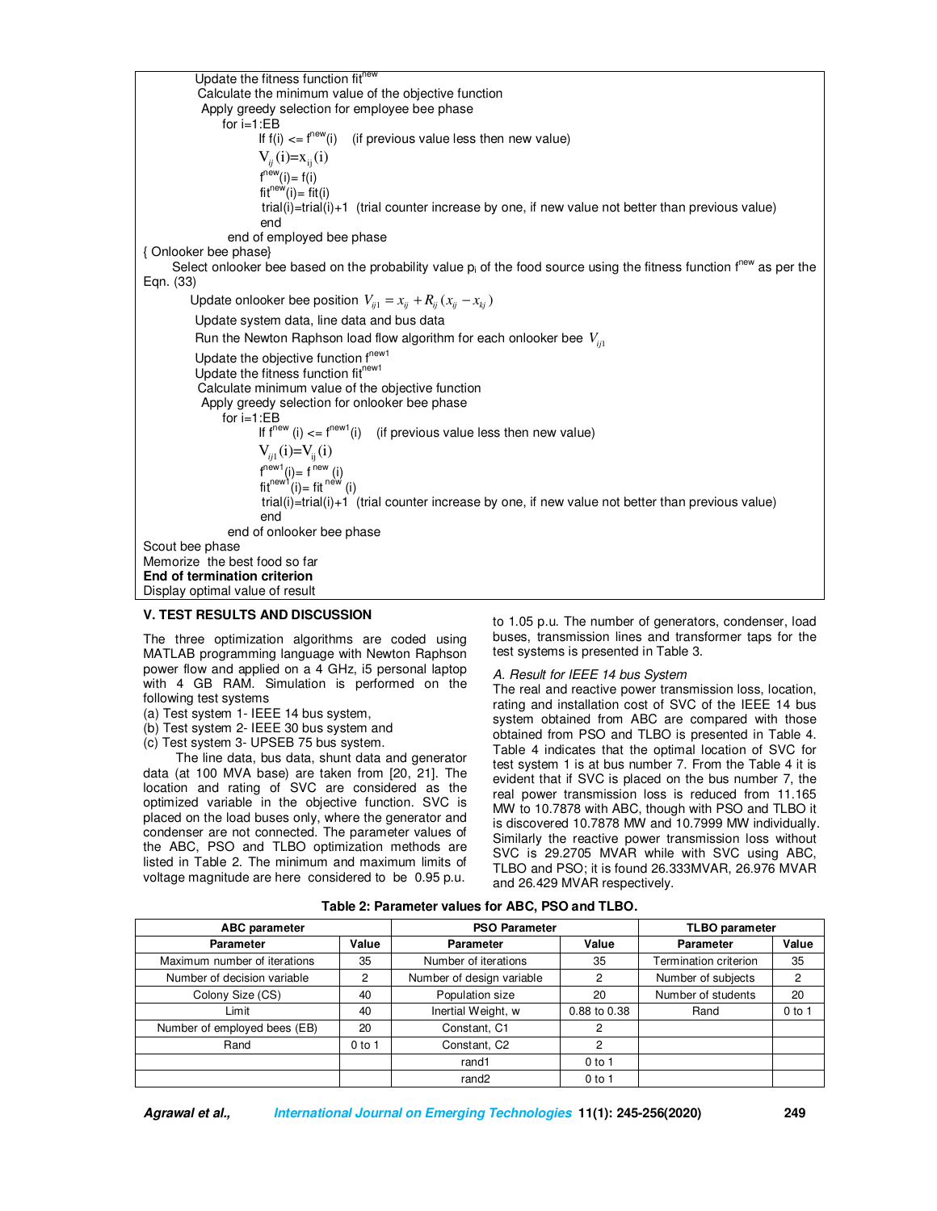```
        Update the fitness function fit^new
        Calculate the minimum value of the objective function
        Apply greedy selection for employee bee phase
            for i=1:EB
                If f(i) <= f^new(i)    (if previous value less then new value)
                V_ij(i)=x_ij(i)
                f^new(i)= f(i)
                fit^new(i)= fit(i)
                trial(i)=trial(i)+1  (trial counter increase by one, if new value not better than previous value)
                end
            end of employed bee phase
{ Onlooker bee phase}
    Select onlooker bee based on the probability value p_i of the food source using the fitness function f^new as per the Eqn. (33)
        Update onlooker bee position V_ij1 = x_ij + R_ij (x_ij − x_kj)
        Update system data, line data and bus data
        Run the Newton Raphson load flow algorithm for each onlooker bee V_ij1
        Update the objective function f^new1
        Update the fitness function fit^new1
        Calculate minimum value of the objective function
        Apply greedy selection for onlooker bee phase
            for i=1:EB
                If f^new (i) <= f^new1(i)    (if previous value less then new value)
                V_ij1(i)=V_ij(i)
                f^new1(i)= f^new (i)
                fit^new1(i)= fit^new (i)
                trial(i)=trial(i)+1  (trial counter increase by one, if new value not better than previous value)
                end
            end of onlooker bee phase
Scout bee phase
Memorize  the best food so far
End of termination criterion
Display optimal value of result
```

## V. TEST RESULTS AND DISCUSSION

The three optimization algorithms are coded using MATLAB programming language with Newton Raphson power flow and applied on a 4 GHz, i5 personal laptop with 4 GB RAM. Simulation is performed on the following test systems

(a) Test system 1- IEEE 14 bus system,
(b) Test system 2- IEEE 30 bus system and
(c) Test system 3- UPSEB 75 bus system.

The line data, bus data, shunt data and generator data (at 100 MVA base) are taken from [20, 21]. The location and rating of SVC are considered as the optimized variable in the objective function. SVC is placed on the load buses only, where the generator and condenser are not connected. The parameter values of the ABC, PSO and TLBO optimization methods are listed in Table 2. The minimum and maximum limits of voltage magnitude are here considered to be 0.95 p.u. to 1.05 p.u. The number of generators, condenser, load buses, transmission lines and transformer taps for the test systems is presented in Table 3.

### A. Result for IEEE 14 bus System

The real and reactive power transmission loss, location, rating and installation cost of SVC of the IEEE 14 bus system obtained from ABC are compared with those obtained from PSO and TLBO is presented in Table 4. Table 4 indicates that the optimal location of SVC for test system 1 is at bus number 7. From the Table 4 it is evident that if SVC is placed on the bus number 7, the real power transmission loss is reduced from 11.165 MW to 10.7878 with ABC, though with PSO and TLBO it is discovered 10.7878 MW and 10.7999 MW individually. Similarly the reactive power transmission loss without SVC is 29.2705 MVAR while with SVC using ABC, TLBO and PSO; it is found 26.333MVAR, 26.976 MVAR and 26.429 MVAR respectively.

**Table 2: Parameter values for ABC, PSO and TLBO.**

| ABC parameter | | PSO Parameter | | TLBO parameter | |
|---|---|---|---|---|---|
| **Parameter** | **Value** | **Parameter** | **Value** | **Parameter** | **Value** |
| Maximum number of iterations | 35 | Number of iterations | 35 | Termination criterion | 35 |
| Number of decision variable | 2 | Number of design variable | 2 | Number of subjects | 2 |
| Colony Size (CS) | 40 | Population size | 20 | Number of students | 20 |
| Limit | 40 | Inertial Weight, w | 0.88 to 0.38 | Rand | 0 to 1 |
| Number of employed bees (EB) | 20 | Constant, C1 | 2 | | |
| Rand | 0 to 1 | Constant, C2 | 2 | | |
| | | rand1 | 0 to 1 | | |
| | | rand2 | 0 to 1 | | |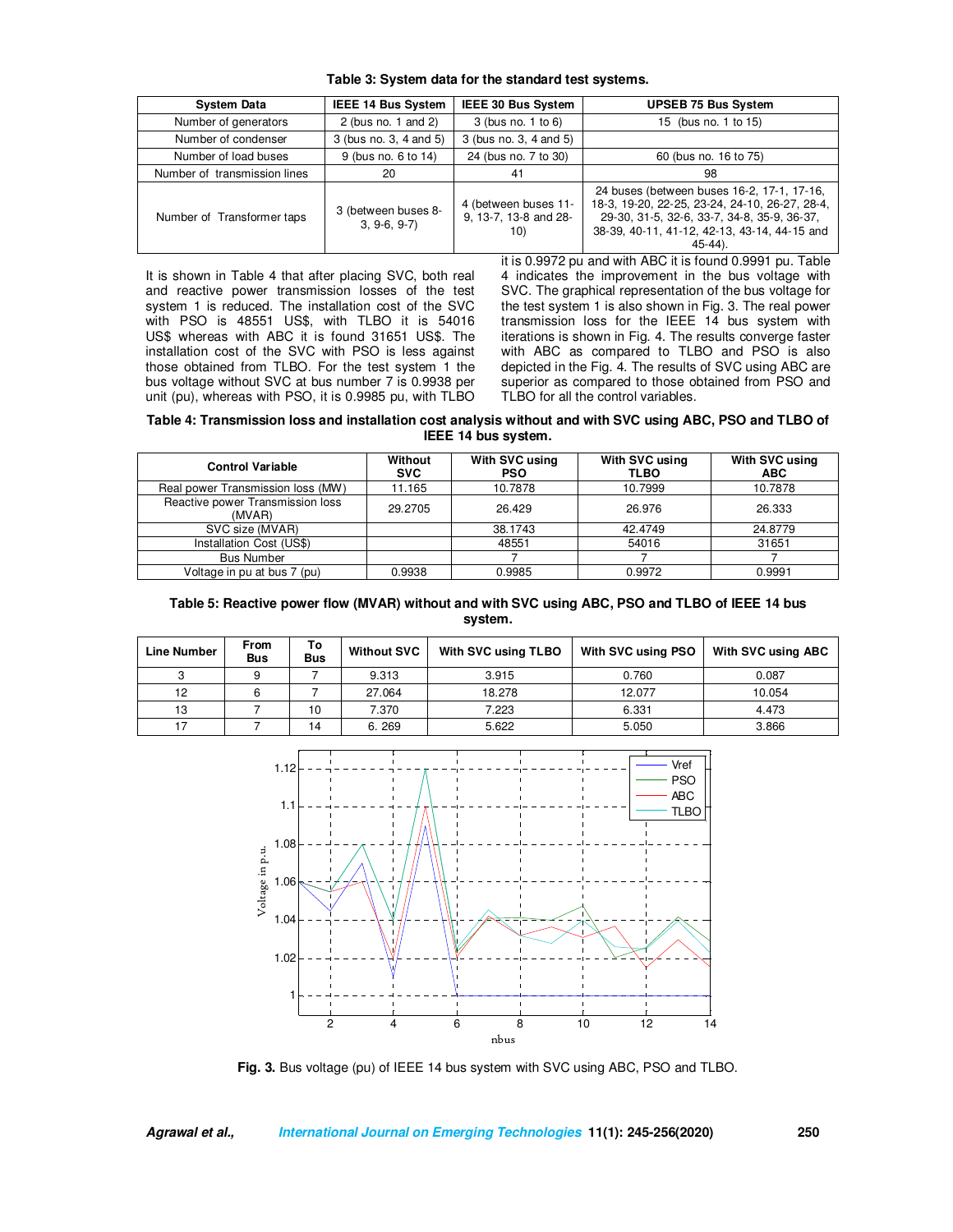**Table 3: System data for the standard test systems.**

| System Data | IEEE 14 Bus System | IEEE 30 Bus System | UPSEB 75 Bus System |
|---|---|---|---|
| Number of generators | 2 (bus no. 1 and 2) | 3 (bus no. 1 to 6) | 15 (bus no. 1 to 15) |
| Number of condenser | 3 (bus no. 3, 4 and 5) | 3 (bus no. 3, 4 and 5) | |
| Number of load buses | 9 (bus no. 6 to 14) | 24 (bus no. 7 to 30) | 60 (bus no. 16 to 75) |
| Number of transmission lines | 20 | 41 | 98 |
| Number of Transformer taps | 3 (between buses 8-3, 9-6, 9-7) | 4 (between buses 11-9, 13-7, 13-8 and 28-10) | 24 buses (between buses 16-2, 17-1, 17-16, 18-3, 19-20, 22-25, 23-24, 24-10, 26-27, 28-4, 29-30, 31-5, 32-6, 33-7, 34-8, 35-9, 36-37, 38-39, 40-11, 41-12, 42-13, 43-14, 44-15 and 45-44). |

It is shown in Table 4 that after placing SVC, both real and reactive power transmission losses of the test system 1 is reduced. The installation cost of the SVC with PSO is 48551 US$, with TLBO it is 54016 US$ whereas with ABC it is found 31651 US$. The installation cost of the SVC with PSO is less against those obtained from TLBO. For the test system 1 the bus voltage without SVC at bus number 7 is 0.9938 per unit (pu), whereas with PSO, it is 0.9985 pu, with TLBO it is 0.9972 pu and with ABC it is found 0.9991 pu. Table 4 indicates the improvement in the bus voltage with SVC. The graphical representation of the bus voltage for the test system 1 is also shown in Fig. 3. The real power transmission loss for the IEEE 14 bus system with iterations is shown in Fig. 4. The results converge faster with ABC as compared to TLBO and PSO is also depicted in the Fig. 4. The results of SVC using ABC are superior as compared to those obtained from PSO and TLBO for all the control variables.

**Table 4: Transmission loss and installation cost analysis without and with SVC using ABC, PSO and TLBO of IEEE 14 bus system.**

| Control Variable | Without SVC | With SVC using PSO | With SVC using TLBO | With SVC using ABC |
|---|---|---|---|---|
| Real power Transmission loss (MW) | 11.165 | 10.7878 | 10.7999 | 10.7878 |
| Reactive power Transmission loss (MVAR) | 29.2705 | 26.429 | 26.976 | 26.333 |
| SVC size (MVAR) | | 38.1743 | 42.4749 | 24.8779 |
| Installation Cost (US$) | | 48551 | 54016 | 31651 |
| Bus Number | | 7 | 7 | 7 |
| Voltage in pu at bus 7 (pu) | 0.9938 | 0.9985 | 0.9972 | 0.9991 |

**Table 5: Reactive power flow (MVAR) without and with SVC using ABC, PSO and TLBO of IEEE 14 bus system.**

| Line Number | From Bus | To Bus | Without SVC | With SVC using TLBO | With SVC using PSO | With SVC using ABC |
|---|---|---|---|---|---|---|
| 3 | 9 | 7 | 9.313 | 3.915 | 0.760 | 0.087 |
| 12 | 6 | 7 | 27.064 | 18.278 | 12.077 | 10.054 |
| 13 | 7 | 10 | 7.370 | 7.223 | 6.331 | 4.473 |
| 17 | 7 | 14 | 6. 269 | 5.622 | 5.050 | 3.866 |

**Fig. 3.** Bus voltage (pu) of IEEE 14 bus system with SVC using ABC, PSO and TLBO.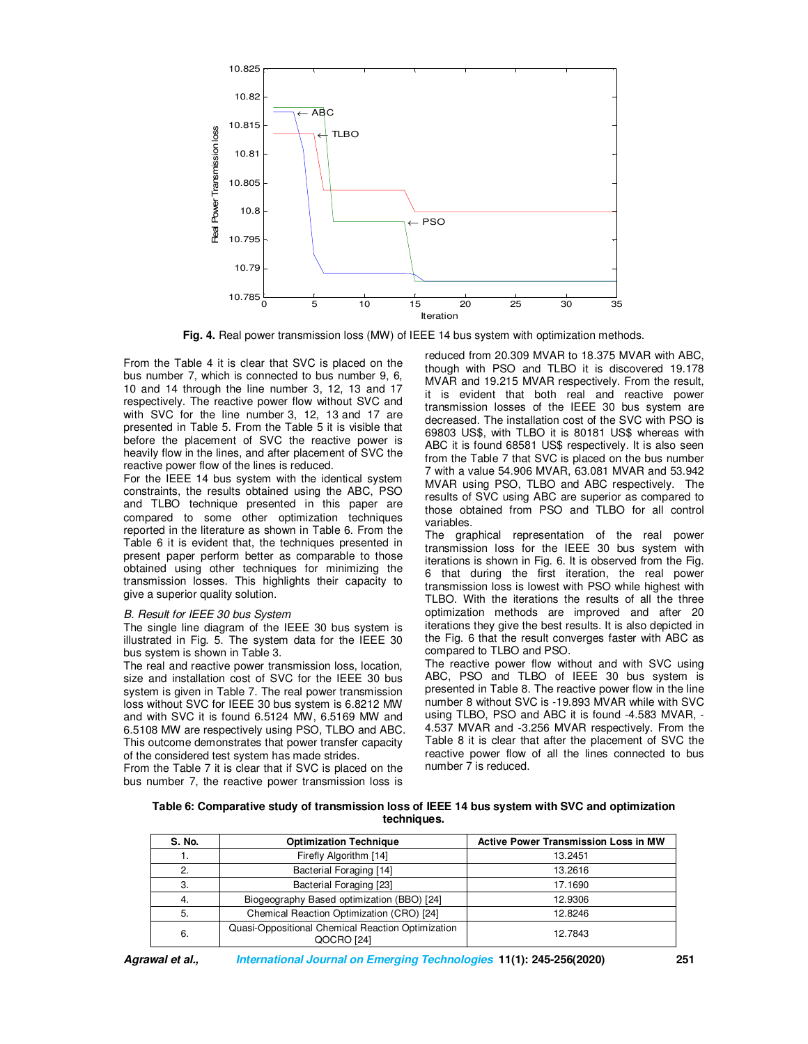**Fig. 4.** Real power transmission loss (MW) of IEEE 14 bus system with optimization methods.

From the Table 4 it is clear that SVC is placed on the bus number 7, which is connected to bus number 9, 6, 10 and 14 through the line number 3, 12, 13 and 17 respectively. The reactive power flow without SVC and with SVC for the line number 3, 12, 13 and 17 are presented in Table 5. From the Table 5 it is visible that before the placement of SVC the reactive power is heavily flow in the lines, and after placement of SVC the reactive power flow of the lines is reduced.

For the IEEE 14 bus system with the identical system constraints, the results obtained using the ABC, PSO and TLBO technique presented in this paper are compared to some other optimization techniques reported in the literature as shown in Table 6. From the Table 6 it is evident that, the techniques presented in present paper perform better as comparable to those obtained using other techniques for minimizing the transmission losses. This highlights their capacity to give a superior quality solution.

### *B. Result for IEEE 30 bus System*

The single line diagram of the IEEE 30 bus system is illustrated in Fig. 5. The system data for the IEEE 30 bus system is shown in Table 3.

The real and reactive power transmission loss, location, size and installation cost of SVC for the IEEE 30 bus system is given in Table 7. The real power transmission loss without SVC for IEEE 30 bus system is 6.8212 MW and with SVC it is found 6.5124 MW, 6.5169 MW and 6.5108 MW are respectively using PSO, TLBO and ABC. This outcome demonstrates that power transfer capacity of the considered test system has made strides.

From the Table 7 it is clear that if SVC is placed on the bus number 7, the reactive power transmission loss is reduced from 20.309 MVAR to 18.375 MVAR with ABC, though with PSO and TLBO it is discovered 19.178 MVAR and 19.215 MVAR respectively. From the result, it is evident that both real and reactive power transmission losses of the IEEE 30 bus system are decreased. The installation cost of the SVC with PSO is 69803 US$, with TLBO it is 80181 US$ whereas with ABC it is found 68581 US$ respectively. It is also seen from the Table 7 that SVC is placed on the bus number 7 with a value 54.906 MVAR, 63.081 MVAR and 53.942 MVAR using PSO, TLBO and ABC respectively. The results of SVC using ABC are superior as compared to those obtained from PSO and TLBO for all control variables.

The graphical representation of the real power transmission loss for the IEEE 30 bus system with iterations is shown in Fig. 6. It is observed from the Fig. 6 that during the first iteration, the real power transmission loss is lowest with PSO while highest with TLBO. With the iterations the results of all the three optimization methods are improved and after 20 iterations they give the best results. It is also depicted in the Fig. 6 that the result converges faster with ABC as compared to TLBO and PSO.

The reactive power flow without and with SVC using ABC, PSO and TLBO of IEEE 30 bus system is presented in Table 8. The reactive power flow in the line number 8 without SVC is -19.893 MVAR while with SVC using TLBO, PSO and ABC it is found -4.583 MVAR, -4.537 MVAR and -3.256 MVAR respectively. From the Table 8 it is clear that after the placement of SVC the reactive power flow of all the lines connected to bus number 7 is reduced.

**Table 6: Comparative study of transmission loss of IEEE 14 bus system with SVC and optimization techniques.**

| S. No. | Optimization Technique | Active Power Transmission Loss in MW |
|---|---|---|
| 1. | Firefly Algorithm [14] | 13.2451 |
| 2. | Bacterial Foraging [14] | 13.2616 |
| 3. | Bacterial Foraging [23] | 17.1690 |
| 4. | Biogeography Based optimization (BBO) [24] | 12.9306 |
| 5. | Chemical Reaction Optimization (CRO) [24] | 12.8246 |
| 6. | Quasi-Oppositional Chemical Reaction Optimization QOCRO [24] | 12.7843 |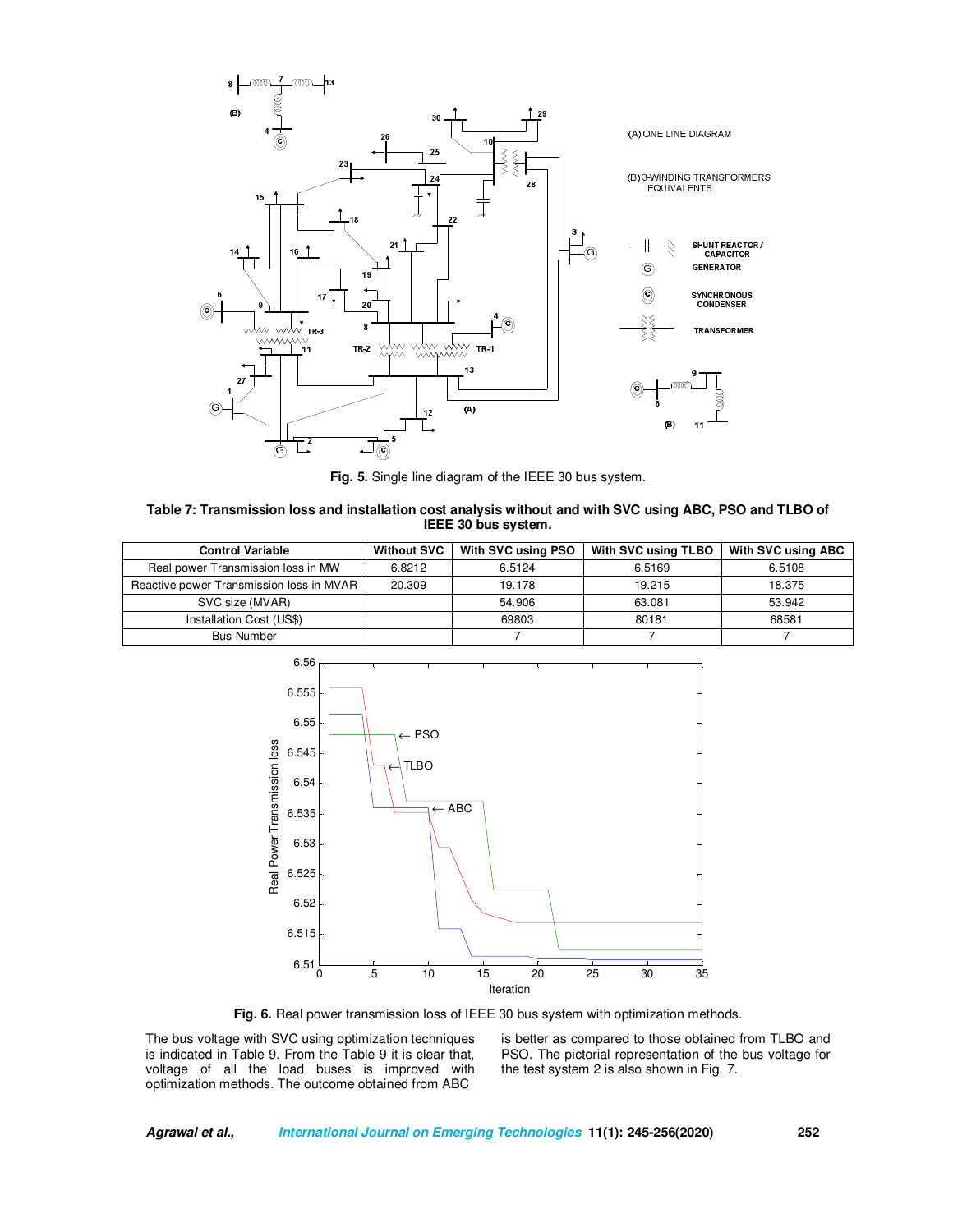**Fig. 5.** Single line diagram of the IEEE 30 bus system.

**Table 7: Transmission loss and installation cost analysis without and with SVC using ABC, PSO and TLBO of IEEE 30 bus system.**

| Control Variable | Without SVC | With SVC using PSO | With SVC using TLBO | With SVC using ABC |
|---|---|---|---|---|
| Real power Transmission loss in MW | 6.8212 | 6.5124 | 6.5169 | 6.5108 |
| Reactive power Transmission loss in MVAR | 20.309 | 19.178 | 19.215 | 18.375 |
| SVC size (MVAR) | | 54.906 | 63.081 | 53.942 |
| Installation Cost (US$) | | 69803 | 80181 | 68581 |
| Bus Number | | 7 | 7 | 7 |

**Fig. 6.** Real power transmission loss of IEEE 30 bus system with optimization methods.

The bus voltage with SVC using optimization techniques is indicated in Table 9. From the Table 9 it is clear that, voltage of all the load buses is improved with optimization methods. The outcome obtained from ABC is better as compared to those obtained from TLBO and PSO. The pictorial representation of the bus voltage for the test system 2 is also shown in Fig. 7.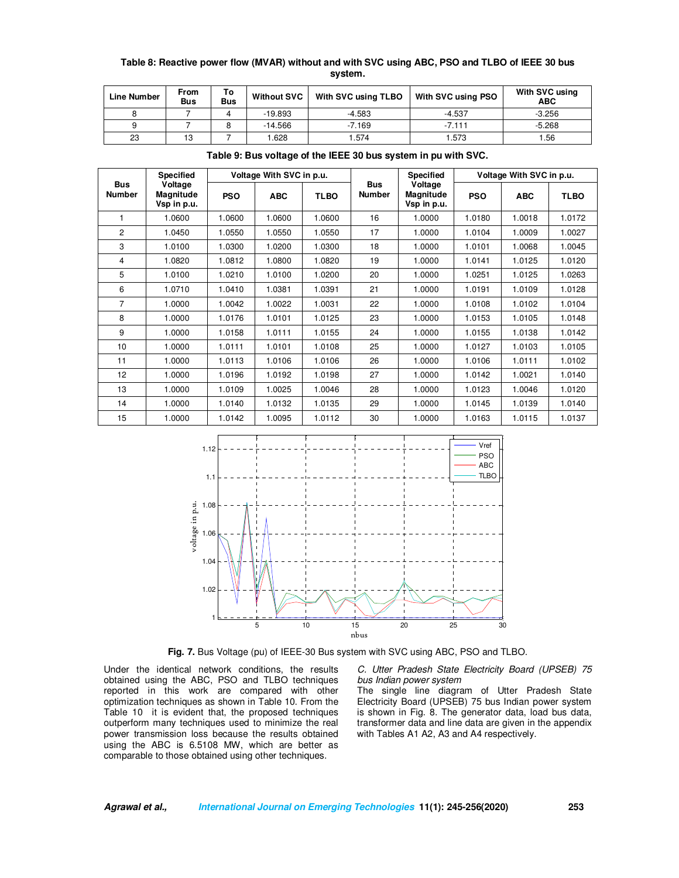**Table 8: Reactive power flow (MVAR) without and with SVC using ABC, PSO and TLBO of IEEE 30 bus system.**

| Line Number | From Bus | To Bus | Without SVC | With SVC using TLBO | With SVC using PSO | With SVC using ABC |
|---|---|---|---|---|---|---|
| 8 | 7 | 4 | -19.893 | -4.583 | -4.537 | -3.256 |
| 9 | 7 | 8 | -14.566 | -7.169 | -7.111 | -5.268 |
| 23 | 13 | 7 | 1.628 | 1.574 | 1.573 | 1.56 |

**Table 9: Bus voltage of the IEEE 30 bus system in pu with SVC.**

| Bus Number | Specified Voltage Magnitude Vsp in p.u. | Voltage With SVC in p.u. | | | Bus Number | Specified Voltage Magnitude Vsp in p.u. | Voltage With SVC in p.u. | | |
|---|---|---|---|---|---|---|---|---|---|
| | | PSO | ABC | TLBO | | | PSO | ABC | TLBO |
| 1 | 1.0600 | 1.0600 | 1.0600 | 1.0600 | 16 | 1.0000 | 1.0180 | 1.0018 | 1.0172 |
| 2 | 1.0450 | 1.0550 | 1.0550 | 1.0550 | 17 | 1.0000 | 1.0104 | 1.0009 | 1.0027 |
| 3 | 1.0100 | 1.0300 | 1.0200 | 1.0300 | 18 | 1.0000 | 1.0101 | 1.0068 | 1.0045 |
| 4 | 1.0820 | 1.0812 | 1.0800 | 1.0820 | 19 | 1.0000 | 1.0141 | 1.0125 | 1.0120 |
| 5 | 1.0100 | 1.0210 | 1.0100 | 1.0200 | 20 | 1.0000 | 1.0251 | 1.0125 | 1.0263 |
| 6 | 1.0710 | 1.0410 | 1.0381 | 1.0391 | 21 | 1.0000 | 1.0191 | 1.0109 | 1.0128 |
| 7 | 1.0000 | 1.0042 | 1.0022 | 1.0031 | 22 | 1.0000 | 1.0108 | 1.0102 | 1.0104 |
| 8 | 1.0000 | 1.0176 | 1.0101 | 1.0125 | 23 | 1.0000 | 1.0153 | 1.0105 | 1.0148 |
| 9 | 1.0000 | 1.0158 | 1.0111 | 1.0155 | 24 | 1.0000 | 1.0155 | 1.0138 | 1.0142 |
| 10 | 1.0000 | 1.0111 | 1.0101 | 1.0108 | 25 | 1.0000 | 1.0127 | 1.0103 | 1.0105 |
| 11 | 1.0000 | 1.0113 | 1.0106 | 1.0106 | 26 | 1.0000 | 1.0106 | 1.0111 | 1.0102 |
| 12 | 1.0000 | 1.0196 | 1.0192 | 1.0198 | 27 | 1.0000 | 1.0142 | 1.0021 | 1.0140 |
| 13 | 1.0000 | 1.0109 | 1.0025 | 1.0046 | 28 | 1.0000 | 1.0123 | 1.0046 | 1.0120 |
| 14 | 1.0000 | 1.0140 | 1.0132 | 1.0135 | 29 | 1.0000 | 1.0145 | 1.0139 | 1.0140 |
| 15 | 1.0000 | 1.0142 | 1.0095 | 1.0112 | 30 | 1.0000 | 1.0163 | 1.0115 | 1.0137 |

**Fig. 7.** Bus Voltage (pu) of IEEE-30 Bus system with SVC using ABC, PSO and TLBO.

Under the identical network conditions, the results obtained using the ABC, PSO and TLBO techniques reported in this work are compared with other optimization techniques as shown in Table 10. From the Table 10 it is evident that, the proposed techniques outperform many techniques used to minimize the real power transmission loss because the results obtained using the ABC is 6.5108 MW, which are better as comparable to those obtained using other techniques.

*C. Utter Pradesh State Electricity Board (UPSEB) 75 bus Indian power system*

The single line diagram of Utter Pradesh State Electricity Board (UPSEB) 75 bus Indian power system is shown in Fig. 8. The generator data, load bus data, transformer data and line data are given in the appendix with Tables A1 A2, A3 and A4 respectively.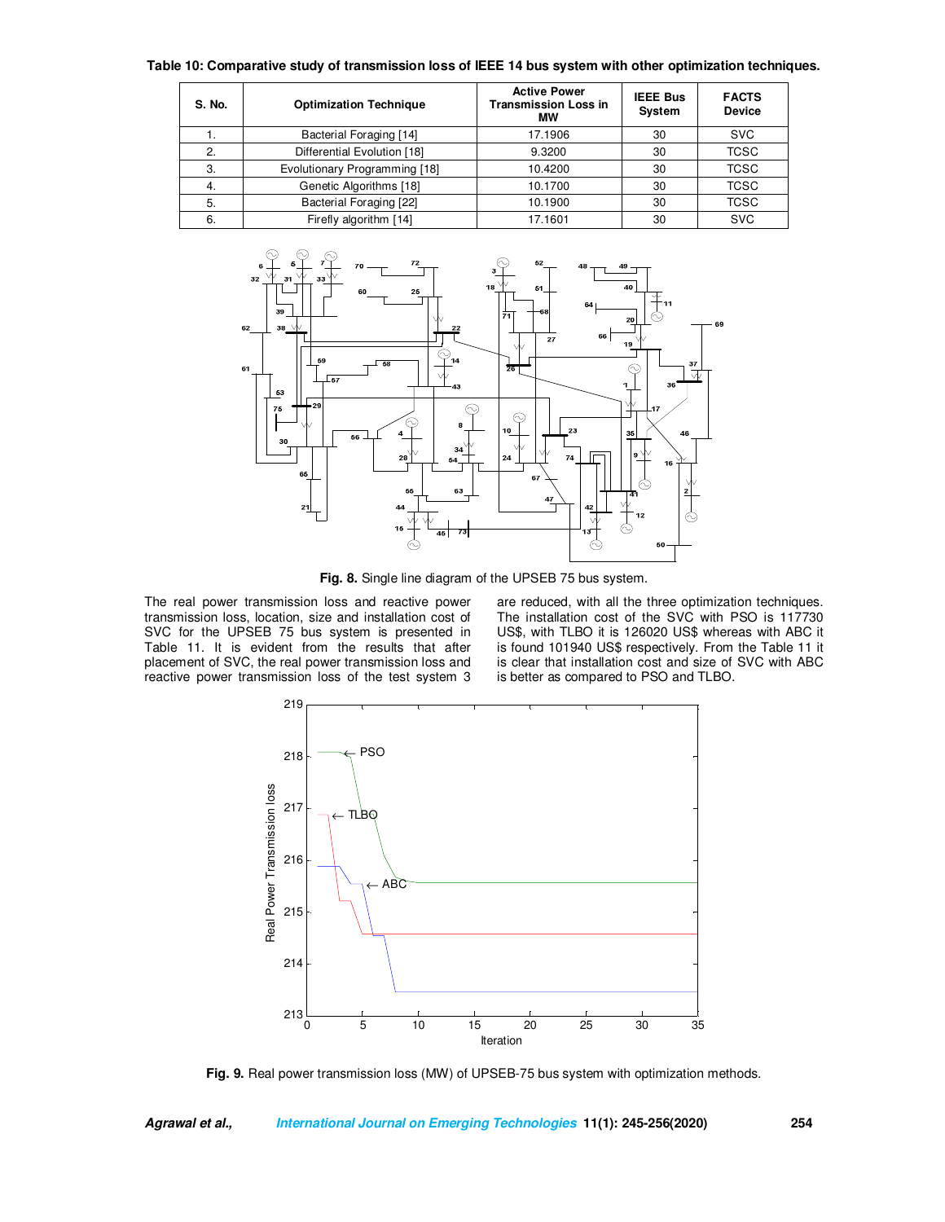**Table 10: Comparative study of transmission loss of IEEE 14 bus system with other optimization techniques.**

| S. No. | Optimization Technique | Active Power Transmission Loss in MW | IEEE Bus System | FACTS Device |
|---|---|---|---|---|
| 1. | Bacterial Foraging [14] | 17.1906 | 30 | SVC |
| 2. | Differential Evolution [18] | 9.3200 | 30 | TCSC |
| 3. | Evolutionary Programming [18] | 10.4200 | 30 | TCSC |
| 4. | Genetic Algorithms [18] | 10.1700 | 30 | TCSC |
| 5. | Bacterial Foraging [22] | 10.1900 | 30 | TCSC |
| 6. | Firefly algorithm [14] | 17.1601 | 30 | SVC |

**Fig. 8.** Single line diagram of the UPSEB 75 bus system.

The real power transmission loss and reactive power transmission loss, location, size and installation cost of SVC for the UPSEB 75 bus system is presented in Table 11. It is evident from the results that after placement of SVC, the real power transmission loss and reactive power transmission loss of the test system 3 are reduced, with all the three optimization techniques. The installation cost of the SVC with PSO is 117730 US$, with TLBO it is 126020 US$ whereas with ABC it is found 101940 US$ respectively. From the Table 11 it is clear that installation cost and size of SVC with ABC is better as compared to PSO and TLBO.

**Fig. 9.** Real power transmission loss (MW) of UPSEB-75 bus system with optimization methods.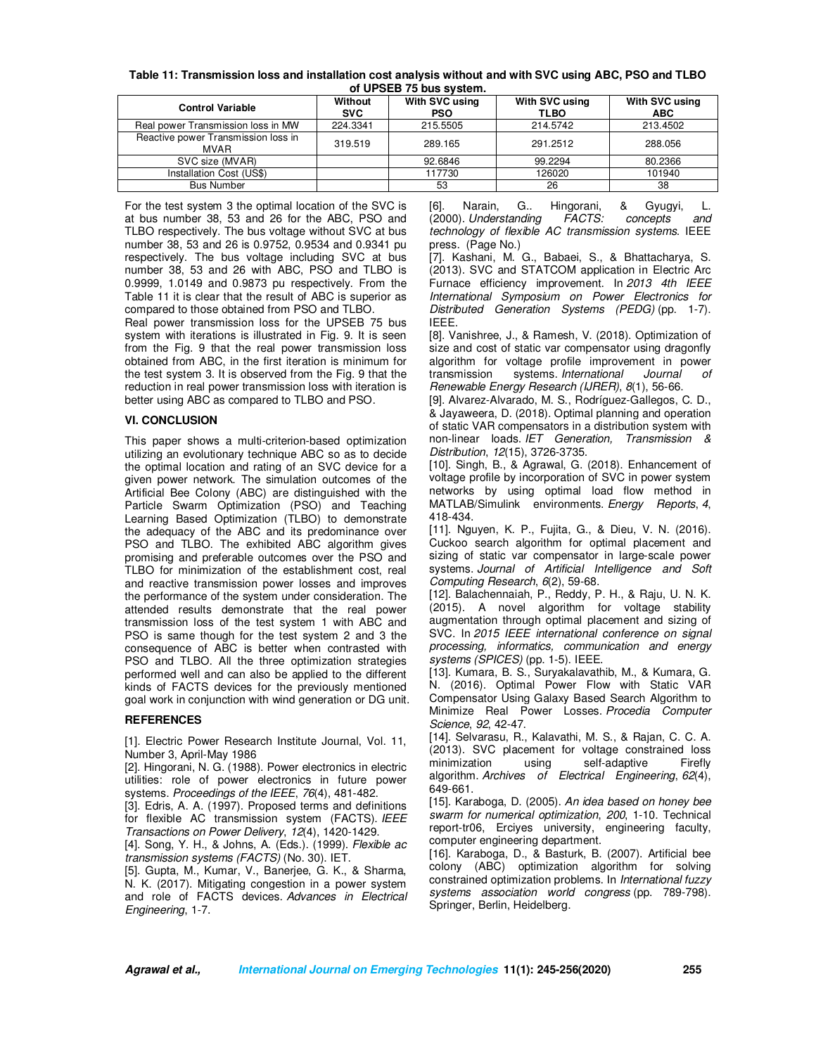**Table 11: Transmission loss and installation cost analysis without and with SVC using ABC, PSO and TLBO of UPSEB 75 bus system.**

| Control Variable | Without SVC | With SVC using PSO | With SVC using TLBO | With SVC using ABC |
|---|---|---|---|---|
| Real power Transmission loss in MW | 224.3341 | 215.5505 | 214.5742 | 213.4502 |
| Reactive power Transmission loss in MVAR | 319.519 | 289.165 | 291.2512 | 288.056 |
| SVC size (MVAR) | | 92.6846 | 99.2294 | 80.2366 |
| Installation Cost (US$) | | 117730 | 126020 | 101940 |
| Bus Number | | 53 | 26 | 38 |

For the test system 3 the optimal location of the SVC is at bus number 38, 53 and 26 for the ABC, PSO and TLBO respectively. The bus voltage without SVC at bus number 38, 53 and 26 is 0.9752, 0.9534 and 0.9341 pu respectively. The bus voltage including SVC at bus number 38, 53 and 26 with ABC, PSO and TLBO is 0.9999, 1.0149 and 0.9873 pu respectively. From the Table 11 it is clear that the result of ABC is superior as compared to those obtained from PSO and TLBO.

Real power transmission loss for the UPSEB 75 bus system with iterations is illustrated in Fig. 9. It is seen from the Fig. 9 that the real power transmission loss obtained from ABC, in the first iteration is minimum for the test system 3. It is observed from the Fig. 9 that the reduction in real power transmission loss with iteration is better using ABC as compared to TLBO and PSO.

## VI. CONCLUSION

This paper shows a multi-criterion-based optimization utilizing an evolutionary technique ABC so as to decide the optimal location and rating of an SVC device for a given power network. The simulation outcomes of the Artificial Bee Colony (ABC) are distinguished with the Particle Swarm Optimization (PSO) and Teaching Learning Based Optimization (TLBO) to demonstrate the adequacy of the ABC and its predominance over PSO and TLBO. The exhibited ABC algorithm gives promising and preferable outcomes over the PSO and TLBO for minimization of the establishment cost, real and reactive transmission power losses and improves the performance of the system under consideration. The attended results demonstrate that the real power transmission loss of the test system 1 with ABC and PSO is same though for the test system 2 and 3 the consequence of ABC is better when contrasted with PSO and TLBO. All the three optimization strategies performed well and can also be applied to the different kinds of FACTS devices for the previously mentioned goal work in conjunction with wind generation or DG unit.

## REFERENCES

[1]. Electric Power Research Institute Journal, Vol. 11, Number 3, April-May 1986

[2]. Hingorani, N. G. (1988). Power electronics in electric utilities: role of power electronics in future power systems. *Proceedings of the IEEE*, *76*(4), 481-482.

[3]. Edris, A. A. (1997). Proposed terms and definitions for flexible AC transmission system (FACTS). *IEEE Transactions on Power Delivery*, *12*(4), 1420-1429.

[4]. Song, Y. H., & Johns, A. (Eds.). (1999). *Flexible ac transmission systems (FACTS)* (No. 30). IET.

[5]. Gupta, M., Kumar, V., Banerjee, G. K., & Sharma, N. K. (2017). Mitigating congestion in a power system and role of FACTS devices. *Advances in Electrical Engineering*, 1-7.

[6]. Narain, G.. Hingorani, & Gyugyi, L. (2000). *Understanding FACTS: concepts and technology of flexible AC transmission systems*. IEEE press. (Page No.)

[7]. Kashani, M. G., Babaei, S., & Bhattacharya, S. (2013). SVC and STATCOM application in Electric Arc Furnace efficiency improvement. In *2013 4th IEEE International Symposium on Power Electronics for Distributed Generation Systems (PEDG)* (pp. 1-7). IEEE.

[8]. Vanishree, J., & Ramesh, V. (2018). Optimization of size and cost of static var compensator using dragonfly algorithm for voltage profile improvement in power transmission systems. *International Journal of Renewable Energy Research (IJRER)*, *8*(1), 56-66.

[9]. Alvarez-Alvarado, M. S., Rodríguez-Gallegos, C. D., & Jayaweera, D. (2018). Optimal planning and operation of static VAR compensators in a distribution system with non-linear loads. *IET Generation, Transmission & Distribution*, *12*(15), 3726-3735.

[10]. Singh, B., & Agrawal, G. (2018). Enhancement of voltage profile by incorporation of SVC in power system networks by using optimal load flow method in MATLAB/Simulink environments. *Energy Reports*, *4*, 418-434.

[11]. Nguyen, K. P., Fujita, G., & Dieu, V. N. (2016). Cuckoo search algorithm for optimal placement and sizing of static var compensator in large-scale power systems. *Journal of Artificial Intelligence and Soft Computing Research*, *6*(2), 59-68.

[12]. Balachennaiah, P., Reddy, P. H., & Raju, U. N. K. (2015). A novel algorithm for voltage stability augmentation through optimal placement and sizing of SVC. In *2015 IEEE international conference on signal processing, informatics, communication and energy systems (SPICES)* (pp. 1-5). IEEE.

[13]. Kumara, B. S., Suryakalavathib, M., & Kumara, G. N. (2016). Optimal Power Flow with Static VAR Compensator Using Galaxy Based Search Algorithm to Minimize Real Power Losses. *Procedia Computer Science*, *92*, 42-47.

[14]. Selvarasu, R., Kalavathi, M. S., & Rajan, C. C. A. (2013). SVC placement for voltage constrained loss minimization using self-adaptive Firefly algorithm. *Archives of Electrical Engineering*, *62*(4), 649-661.

[15]. Karaboga, D. (2005). *An idea based on honey bee swarm for numerical optimization*, *200*, 1-10. Technical report-tr06, Erciyes university, engineering faculty, computer engineering department.

[16]. Karaboga, D., & Basturk, B. (2007). Artificial bee colony (ABC) optimization algorithm for solving constrained optimization problems. In *International fuzzy systems association world congress* (pp. 789-798). Springer, Berlin, Heidelberg.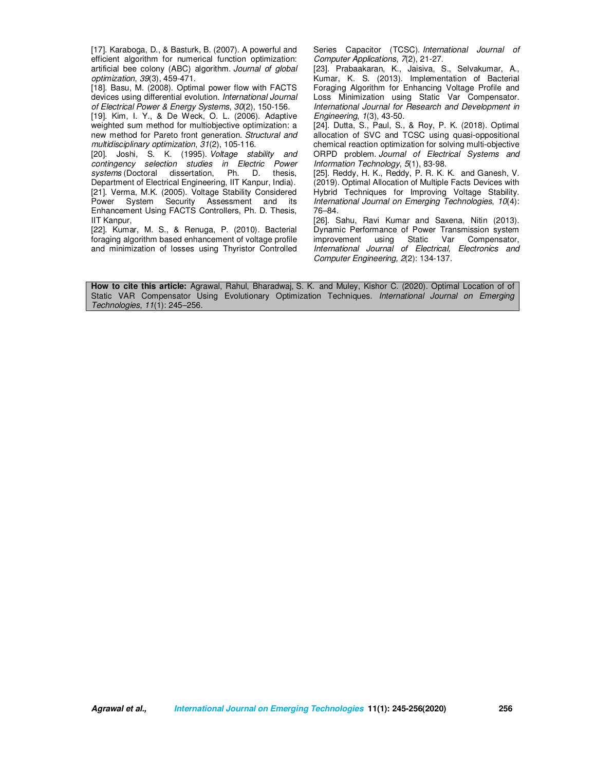[17]. Karaboga, D., & Basturk, B. (2007). A powerful and efficient algorithm for numerical function optimization: artificial bee colony (ABC) algorithm. *Journal of global optimization*, *39*(3), 459-471.

[18]. Basu, M. (2008). Optimal power flow with FACTS devices using differential evolution. *International Journal of Electrical Power & Energy Systems*, *30*(2), 150-156.

[19]. Kim, I. Y., & De Weck, O. L. (2006). Adaptive weighted sum method for multiobjective optimization: a new method for Pareto front generation. *Structural and multidisciplinary optimization*, *31*(2), 105-116.

[20]. Joshi, S. K. (1995). *Voltage stability and contingency selection studies in Electric Power systems* (Doctoral dissertation, Ph. D. thesis, Department of Electrical Engineering, IIT Kanpur, India).

[21]. Verma, M.K. (2005). Voltage Stability Considered Power System Security Assessment and its Enhancement Using FACTS Controllers, Ph. D. Thesis, IIT Kanpur,

[22]. Kumar, M. S., & Renuga, P. (2010). Bacterial foraging algorithm based enhancement of voltage profile and minimization of losses using Thyristor Controlled Series Capacitor (TCSC). *International Journal of Computer Applications*, *7*(2), 21-27.

[23]. Prabaakaran, K., Jaisiva, S., Selvakumar, A., Kumar, K. S. (2013). Implementation of Bacterial Foraging Algorithm for Enhancing Voltage Profile and Loss Minimization using Static Var Compensator. *International Journal for Research and Development in Engineering*, *1*(3), 43-50.

[24]. Dutta, S., Paul, S., & Roy, P. K. (2018). Optimal allocation of SVC and TCSC using quasi-oppositional chemical reaction optimization for solving multi-objective ORPD problem. *Journal of Electrical Systems and Information Technology*, *5*(1), 83-98.

[25]. Reddy, H. K., Reddy, P. R. K. K. and Ganesh, V. (2019). Optimal Allocation of Multiple Facts Devices with Hybrid Techniques for Improving Voltage Stability. *International Journal on Emerging Technologies*, *10*(4): 76–84.

[26]. Sahu, Ravi Kumar and Saxena, Nitin (2013). Dynamic Performance of Power Transmission system improvement using Static Var Compensator, *International Journal of Electrical, Electronics and Computer Engineering, 2*(2): 134-137.

**How to cite this article:** Agrawal, Rahul, Bharadwaj, S. K. and Muley, Kishor C. (2020). Optimal Location of of Static VAR Compensator Using Evolutionary Optimization Techniques. *International Journal on Emerging Technologies*, *11*(1): 245–256.